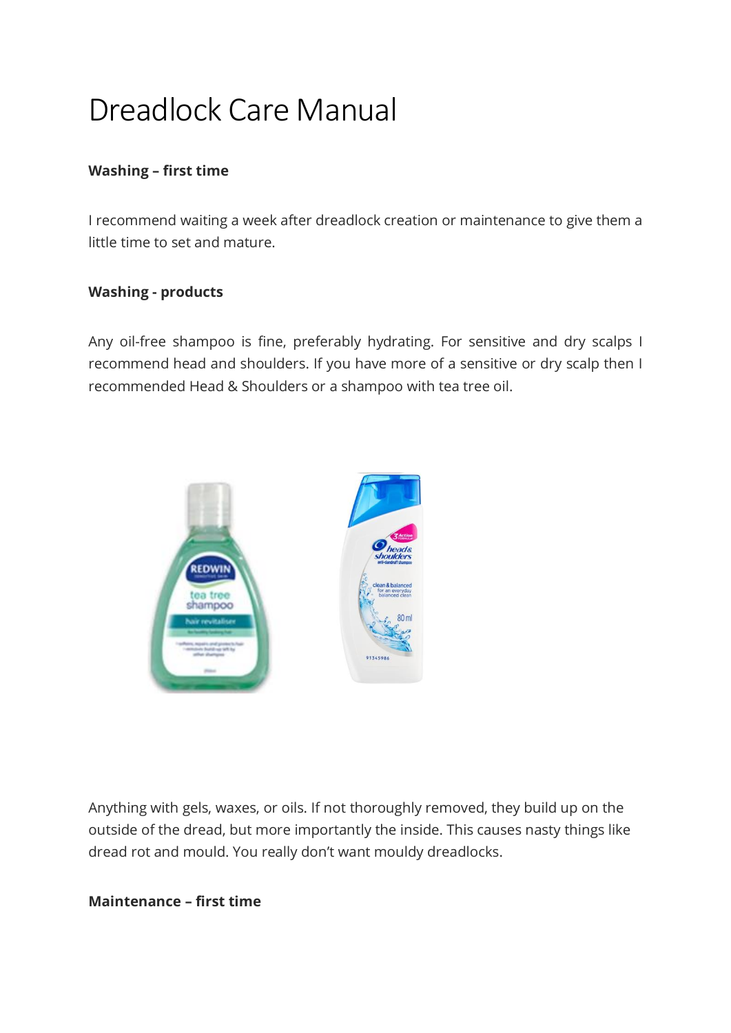# Dreadlock Care Manual

**Washing – first time**

I recommend waiting a week after dreadlock creation or maintenance to give them a little time to set and mature.

**Washing - products**

Any oil-free shampoo is fine, preferably hydrating. For sensitive and dry scalps I recommend head and shoulders. If you have more of a sensitive or dry scalp then I recommended Head & Shoulders or a shampoo with tea tree oil.

Anything with gels, waxes, or oils. If not thoroughly removed, they build up on the outside of the dread, but more importantly the inside. This causes nasty things like dread rot and mould. You really don't want mouldy dreadlocks.

**Maintenance – first time**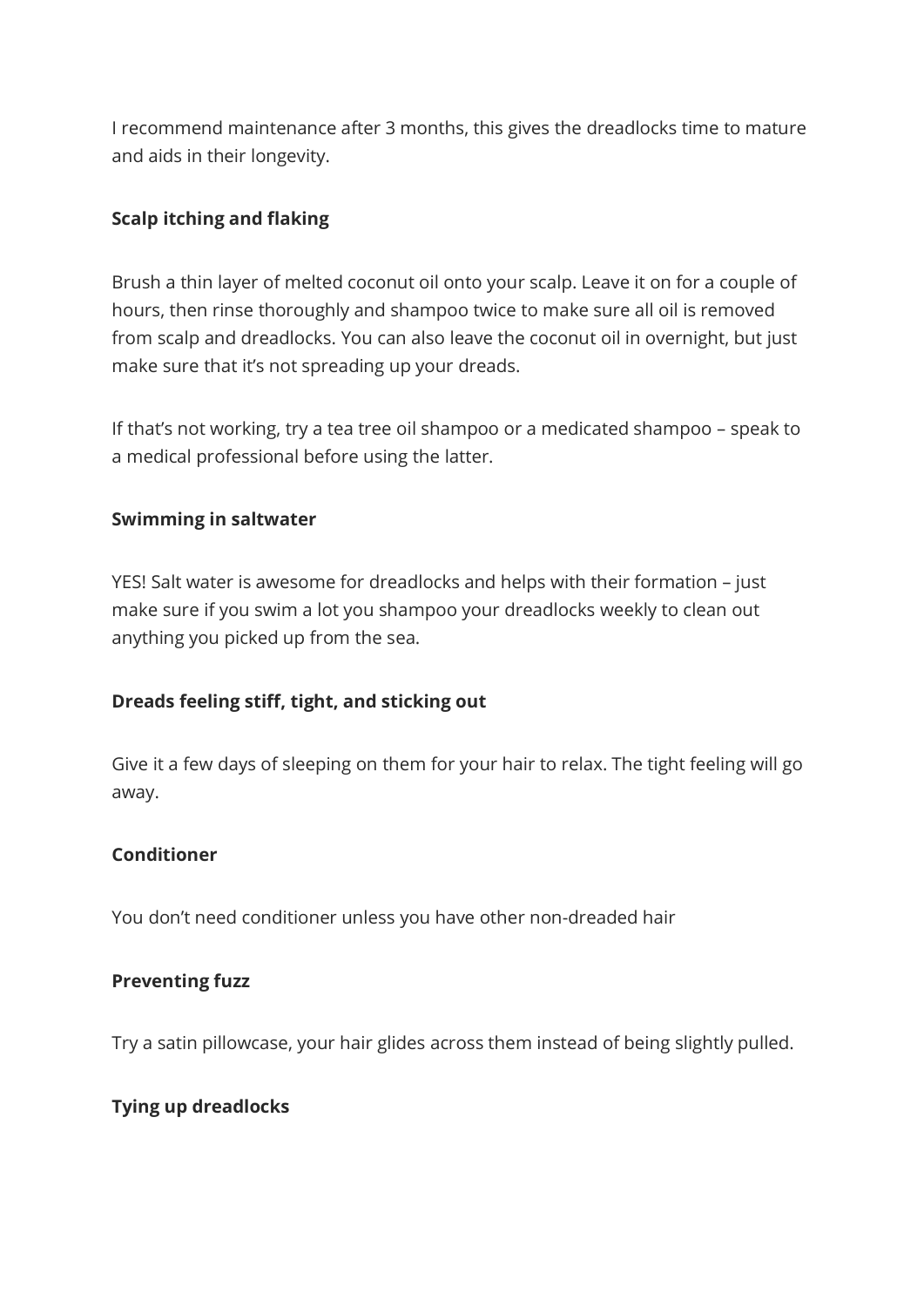I recommend maintenance after 3 months, this gives the dreadlocks time to mature and aids in their longevity.

**Scalp itching and flaking**

Brush a thin layer of melted coconut oil onto your scalp. Leave it on for a couple of hours, then rinse thoroughly and shampoo twice to make sure all oil is removed from scalp and dreadlocks. You can also leave the coconut oil in overnight, but just make sure that it's not spreading up your dreads.

If that's not working, try a tea tree oil shampoo or a medicated shampoo – speak to a medical professional before using the latter.

**Swimming in saltwater**

YES! Salt water is awesome for dreadlocks and helps with their formation – just make sure if you swim a lot you shampoo your dreadlocks weekly to clean out anything you picked up from the sea.

**Dreads feeling stiff, tight, and sticking out**

Give it a few days of sleeping on them for your hair to relax. The tight feeling will go away.

**Conditioner**

You don't need conditioner unless you have other non-dreaded hair

**Preventing fuzz**

Try a satin pillowcase, your hair glides across them instead of being slightly pulled.

**Tying up dreadlocks**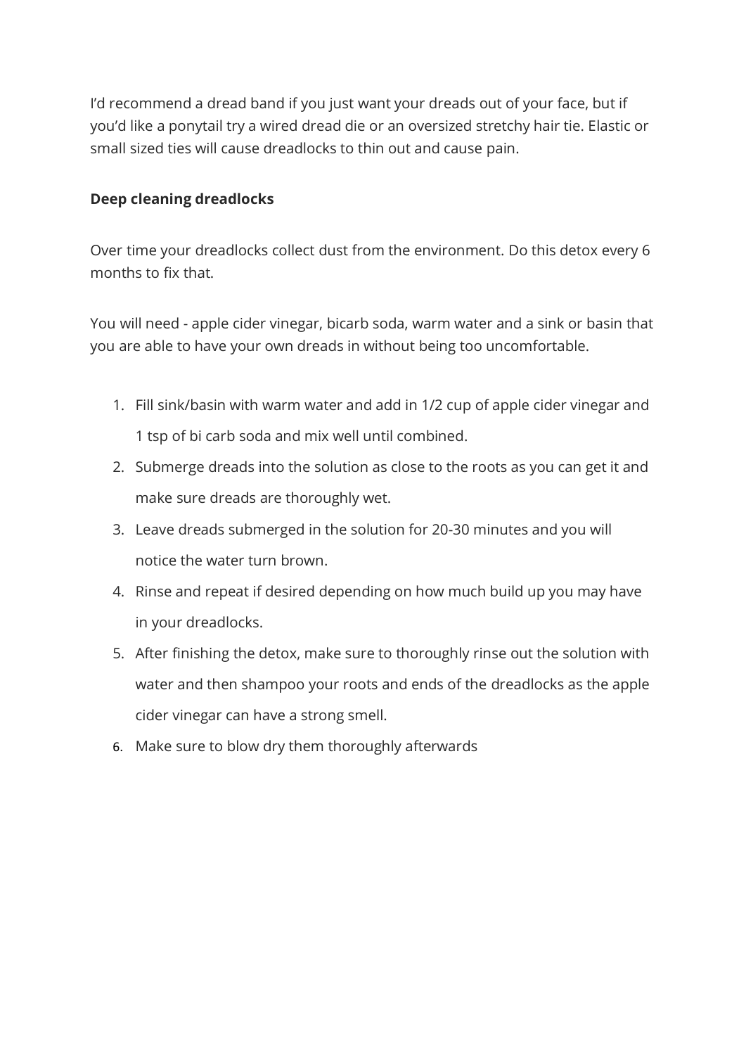I'd recommend a dread band if you just want your dreads out of your face, but if you'd like a ponytail try a wired dread die or an oversized stretchy hair tie. Elastic or small sized ties will cause dreadlocks to thin out and cause pain.

**Deep cleaning dreadlocks**

Over time your dreadlocks collect dust from the environment. Do this detox every 6 months to fix that.

You will need - apple cider vinegar, bicarb soda, warm water and a sink or basin that you are able to have your own dreads in without being too uncomfortable.

1. Fill sink/basin with warm water and add in 1/2 cup of apple cider vinegar and 1 tsp of bi carb soda and mix well until combined.
2. Submerge dreads into the solution as close to the roots as you can get it and make sure dreads are thoroughly wet.
3. Leave dreads submerged in the solution for 20-30 minutes and you will notice the water turn brown.
4. Rinse and repeat if desired depending on how much build up you may have in your dreadlocks.
5. After finishing the detox, make sure to thoroughly rinse out the solution with water and then shampoo your roots and ends of the dreadlocks as the apple cider vinegar can have a strong smell.
6. Make sure to blow dry them thoroughly afterwards